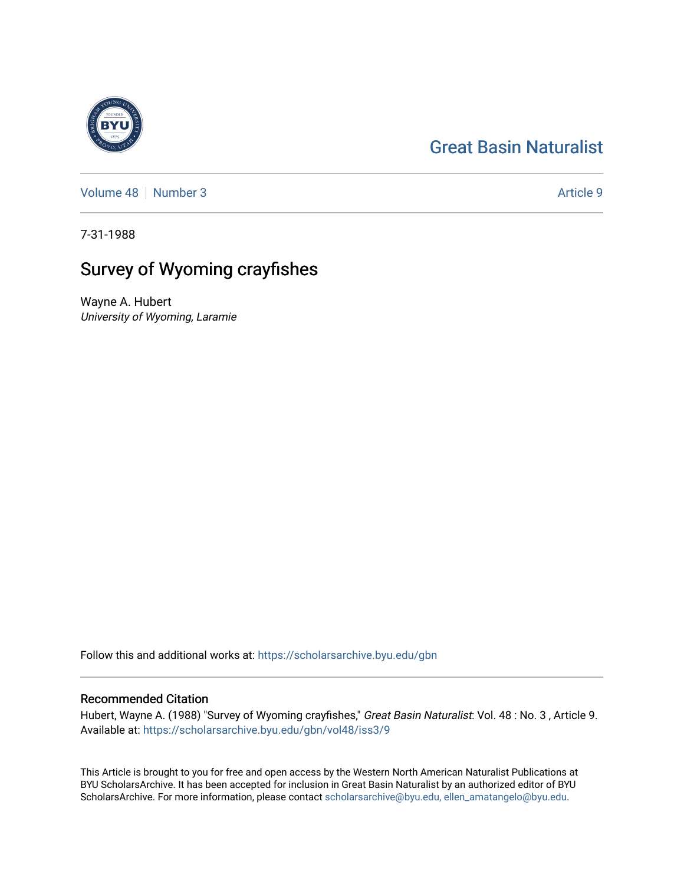Great Basin Naturalist

Volume 48 | Number 3 | Article 9

7-31-1988

# Survey of Wyoming crayfishes

Wayne A. Hubert
*University of Wyoming, Laramie*

Follow this and additional works at: https://scholarsarchive.byu.edu/gbn

## Recommended Citation

Hubert, Wayne A. (1988) "Survey of Wyoming crayfishes," *Great Basin Naturalist*: Vol. 48 : No. 3 , Article 9.
Available at: https://scholarsarchive.byu.edu/gbn/vol48/iss3/9

This Article is brought to you for free and open access by the Western North American Naturalist Publications at BYU ScholarsArchive. It has been accepted for inclusion in Great Basin Naturalist by an authorized editor of BYU ScholarsArchive. For more information, please contact scholarsarchive@byu.edu, ellen_amatangelo@byu.edu.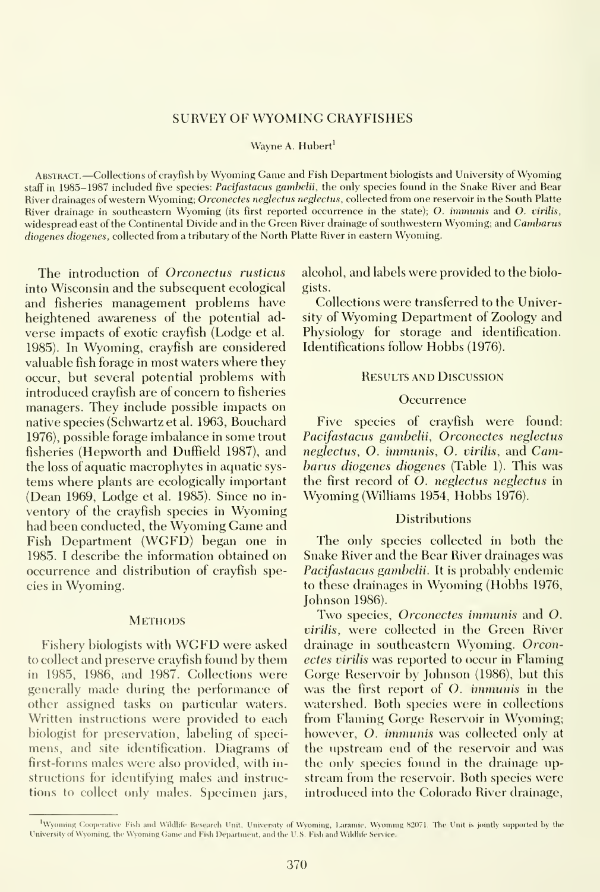# SURVEY OF WYOMING CRAYFISHES

Wayne A. Hubert[1]

ABSTRACT.—Collections of crayfish by Wyoming Game and Fish Department biologists and University of Wyoming staff in 1985–1987 included five species: *Pacifastacus gambelii*, the only species found in the Snake River and Bear River drainages of western Wyoming; *Orconectes neglectus neglectus*, collected from one reservoir in the South Platte River drainage in southeastern Wyoming (its first reported occurrence in the state); *O. immunis* and *O. virilis*, widespread east of the Continental Divide and in the Green River drainage of southwestern Wyoming; and *Cambarus diogenes diogenes*, collected from a tributary of the North Platte River in eastern Wyoming.

The introduction of *Orconectus rusticus* into Wisconsin and the subsequent ecological and fisheries management problems have heightened awareness of the potential adverse impacts of exotic crayfish (Lodge et al. 1985). In Wyoming, crayfish are considered valuable fish forage in most waters where they occur, but several potential problems with introduced crayfish are of concern to fisheries managers. They include possible impacts on native species (Schwartz et al. 1963, Bouchard 1976), possible forage imbalance in some trout fisheries (Hepworth and Duffield 1987), and the loss of aquatic macrophytes in aquatic systems where plants are ecologically important (Dean 1969, Lodge et al. 1985). Since no inventory of the crayfish species in Wyoming had been conducted, the Wyoming Game and Fish Department (WGFD) began one in 1985. I describe the information obtained on occurrence and distribution of crayfish species in Wyoming.

## METHODS

Fishery biologists with WGFD were asked to collect and preserve crayfish found by them in 1985, 1986, and 1987. Collections were generally made during the performance of other assigned tasks on particular waters. Written instructions were provided to each biologist for preservation, labeling of specimens, and site identification. Diagrams of first-forms males were also provided, with instructions for identifying males and instructions to collect only males. Specimen jars, alcohol, and labels were provided to the biologists.

Collections were transferred to the University of Wyoming Department of Zoology and Physiology for storage and identification. Identifications follow Hobbs (1976).

## RESULTS AND DISCUSSION

### Occurrence

Five species of crayfish were found: *Pacifastacus gambelii*, *Orconectes neglectus neglectus*, *O. immunis*, *O. virilis*, and *Cambarus diogenes diogenes* (Table 1). This was the first record of *O. neglectus neglectus* in Wyoming (Williams 1954, Hobbs 1976).

### Distributions

The only species collected in both the Snake River and the Bear River drainages was *Pacifastacus gambelii*. It is probably endemic to these drainages in Wyoming (Hobbs 1976, Johnson 1986).

Two species, *Orconectes immunis* and *O. virilis*, were collected in the Green River drainage in southeastern Wyoming. *Orconectes virilis* was reported to occur in Flaming Gorge Reservoir by Johnson (1986), but this was the first report of *O. immunis* in the watershed. Both species were in collections from Flaming Gorge Reservoir in Wyoming; however, *O. immunis* was collected only at the upstream end of the reservoir and was the only species found in the drainage upstream from the reservoir. Both species were introduced into the Colorado River drainage,

[1]Wyoming Cooperative Fish and Wildlife Research Unit, University of Wyoming, Laramie, Wyoming 82071. The Unit is jointly supported by the University of Wyoming, the Wyoming Game and Fish Department, and the U.S. Fish and Wildlife Service.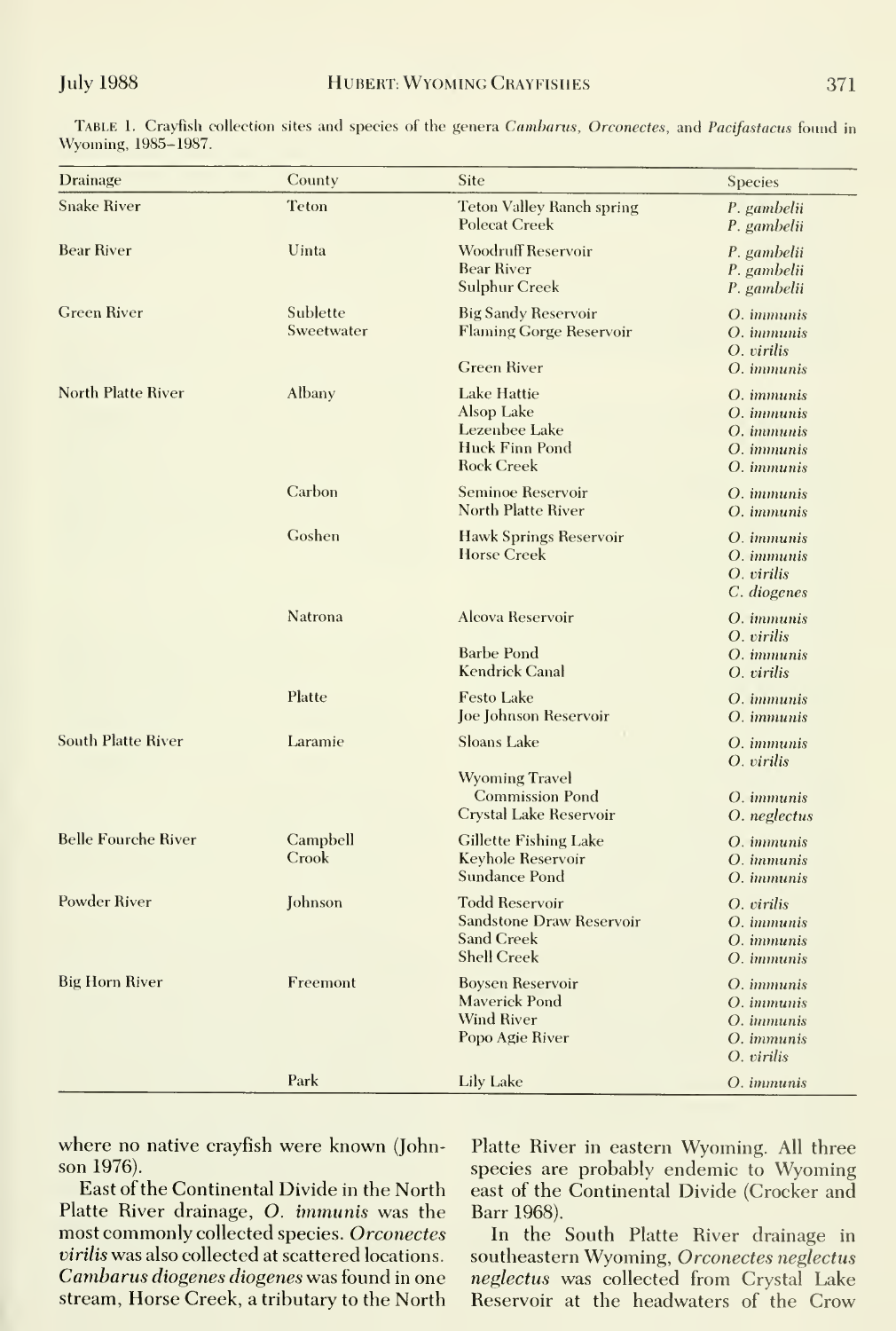TABLE 1. Crayfish collection sites and species of the genera *Cambarus*, *Orconectes*, and *Pacifastacus* found in Wyoming, 1985–1987.

| Drainage | County | Site | Species |
|---|---|---|---|
| Snake River | Teton | Teton Valley Ranch spring | *P. gambelii* |
| | | Polecat Creek | *P. gambelii* |
| Bear River | Uinta | Woodruff Reservoir | *P. gambelii* |
| | | Bear River | *P. gambelii* |
| | | Sulphur Creek | *P. gambelii* |
| Green River | Sublette | Big Sandy Reservoir | *O. immunis* |
| | Sweetwater | Flaming Gorge Reservoir | *O. immunis* |
| | | | *O. virilis* |
| | | Green River | *O. immunis* |
| North Platte River | Albany | Lake Hattie | *O. immunis* |
| | | Alsop Lake | *O. immunis* |
| | | Lezenbee Lake | *O. immunis* |
| | | Huck Finn Pond | *O. immunis* |
| | | Rock Creek | *O. immunis* |
| | Carbon | Seminoe Reservoir | *O. immunis* |
| | | North Platte River | *O. immunis* |
| | Goshen | Hawk Springs Reservoir | *O. immunis* |
| | | Horse Creek | *O. immunis* |
| | | | *O. virilis* |
| | | | *C. diogenes* |
| | Natrona | Alcova Reservoir | *O. immunis* |
| | | | *O. virilis* |
| | | Barbe Pond | *O. immunis* |
| | | Kendrick Canal | *O. virilis* |
| | Platte | Festo Lake | *O. immunis* |
| | | Joe Johnson Reservoir | *O. immunis* |
| South Platte River | Laramie | Sloans Lake | *O. immunis* |
| | | | *O. virilis* |
| | | Wyoming Travel Commission Pond | *O. immunis* |
| | | Crystal Lake Reservoir | *O. neglectus* |
| Belle Fourche River | Campbell | Gillette Fishing Lake | *O. immunis* |
| | Crook | Keyhole Reservoir | *O. immunis* |
| | | Sundance Pond | *O. immunis* |
| Powder River | Johnson | Todd Reservoir | *O. virilis* |
| | | Sandstone Draw Reservoir | *O. immunis* |
| | | Sand Creek | *O. immunis* |
| | | Shell Creek | *O. immunis* |
| Big Horn River | Freemont | Boysen Reservoir | *O. immunis* |
| | | Maverick Pond | *O. immunis* |
| | | Wind River | *O. immunis* |
| | | Popo Agie River | *O. immunis* |
| | | | *O. virilis* |
| | Park | Lily Lake | *O. immunis* |

where no native crayfish were known (Johnson 1976).

East of the Continental Divide in the North Platte River drainage, *O. immunis* was the most commonly collected species. *Orconectes virilis* was also collected at scattered locations. *Cambarus diogenes diogenes* was found in one stream, Horse Creek, a tributary to the North Platte River in eastern Wyoming. All three species are probably endemic to Wyoming east of the Continental Divide (Crocker and Barr 1968).

In the South Platte River drainage in southeastern Wyoming, *Orconectes neglectus neglectus* was collected from Crystal Lake Reservoir at the headwaters of the Crow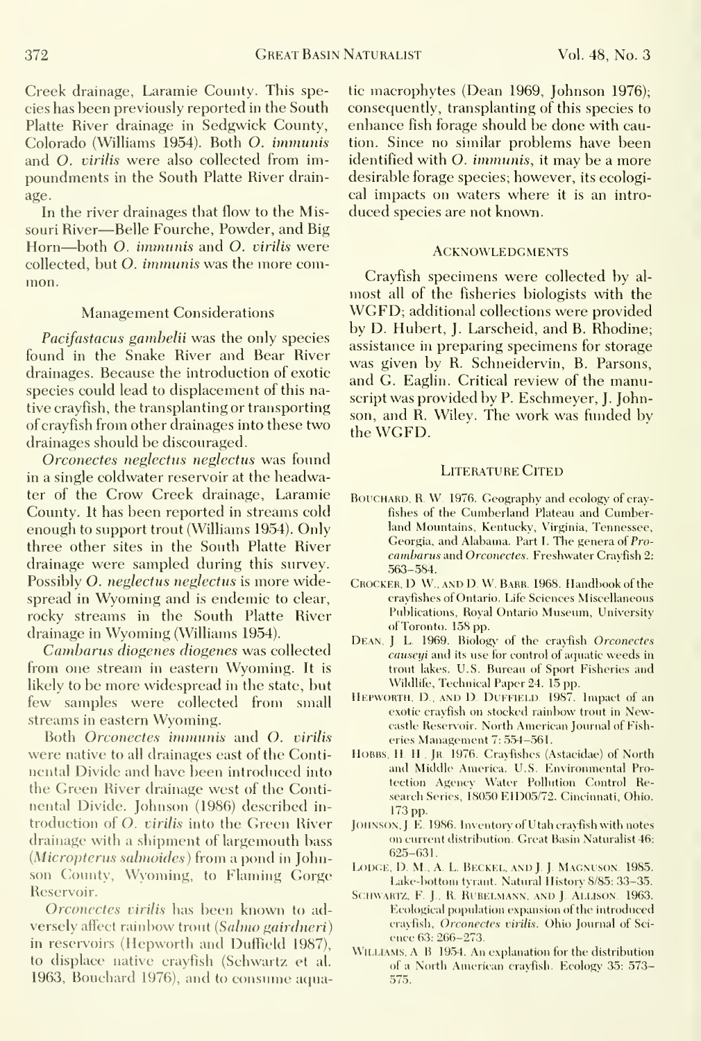Creek drainage, Laramie County. This species has been previously reported in the South Platte River drainage in Sedgwick County, Colorado (Williams 1954). Both *O. immunis* and *O. virilis* were also collected from impoundments in the South Platte River drainage.

In the river drainages that flow to the Missouri River—Belle Fourche, Powder, and Big Horn—both *O. immunis* and *O. virilis* were collected, but *O. immunis* was the more common.

## Management Considerations

*Pacifastacus gambelii* was the only species found in the Snake River and Bear River drainages. Because the introduction of exotic species could lead to displacement of this native crayfish, the transplanting or transporting of crayfish from other drainages into these two drainages should be discouraged.

*Orconectes neglectus neglectus* was found in a single coldwater reservoir at the headwater of the Crow Creek drainage, Laramie County. It has been reported in streams cold enough to support trout (Williams 1954). Only three other sites in the South Platte River drainage were sampled during this survey. Possibly *O. neglectus neglectus* is more widespread in Wyoming and is endemic to clear, rocky streams in the South Platte River drainage in Wyoming (Williams 1954).

*Cambarus diogenes diogenes* was collected from one stream in eastern Wyoming. It is likely to be more widespread in the state, but few samples were collected from small streams in eastern Wyoming.

Both *Orconectes immunis* and *O. virilis* were native to all drainages east of the Continental Divide and have been introduced into the Green River drainage west of the Continental Divide. Johnson (1986) described introduction of *O. virilis* into the Green River drainage with a shipment of largemouth bass (*Micropterus salmoides*) from a pond in Johnson County, Wyoming, to Flaming Gorge Reservoir.

*Orconectes virilis* has been known to adversely affect rainbow trout (*Salmo gairdneri*) in reservoirs (Hepworth and Duffield 1987), to displace native crayfish (Schwartz et al. 1963, Bouchard 1976), and to consume aquatic macrophytes (Dean 1969, Johnson 1976); consequently, transplanting of this species to enhance fish forage should be done with caution. Since no similar problems have been identified with *O. immunis*, it may be a more desirable forage species; however, its ecological impacts on waters where it is an introduced species are not known.

## Acknowledgments

Crayfish specimens were collected by almost all of the fisheries biologists with the WGFD; additional collections were provided by D. Hubert, J. Larscheid, and B. Rhodine; assistance in preparing specimens for storage was given by R. Schneidervin, B. Parsons, and G. Eaglin. Critical review of the manuscript was provided by P. Eschmeyer, J. Johnson, and R. Wiley. The work was funded by the WGFD.

## Literature Cited

Bouchard, R. W. 1976. Geography and ecology of crayfishes of the Cumberland Plateau and Cumberland Mountains, Kentucky, Virginia, Tennessee, Georgia, and Alabama. Part I. The genera of *Procambarus* and *Orconectes*. Freshwater Crayfish 2: 563–584.

Crocker, D. W., and D. W. Barr. 1968. Handbook of the crayfishes of Ontario. Life Sciences Miscellaneous Publications, Royal Ontario Museum, University of Toronto. 158 pp.

Dean, J. L. 1969. Biology of the crayfish *Orconectes causeyi* and its use for control of aquatic weeds in trout lakes. U.S. Bureau of Sport Fisheries and Wildlife, Technical Paper 24. 15 pp.

Hepworth, D., and D. Duffield. 1987. Impact of an exotic crayfish on stocked rainbow trout in Newcastle Reservoir. North American Journal of Fisheries Management 7: 554–561.

Hobbs, H. H., Jr. 1976. Crayfishes (Astacidae) of North and Middle America. U.S. Environmental Protection Agency Water Pollution Control Research Series, 18050 ELD05/72. Cincinnati, Ohio. 173 pp.

Johnson, J. E. 1986. Inventory of Utah crayfish with notes on current distribution. Great Basin Naturalist 46: 625–631.

Lodge, D. M., A. L. Beckel, and J. J. Magnuson. 1985. Lake-bottom tyrant. Natural History 8/85: 33–35.

Schwartz, F. J., R. Rubelmann, and J. Allison. 1963. Ecological population expansion of the introduced crayfish, *Orconectes virilis*. Ohio Journal of Science 63: 266–273.

Williams, A. B. 1954. An explanation for the distribution of a North American crayfish. Ecology 35: 573–575.